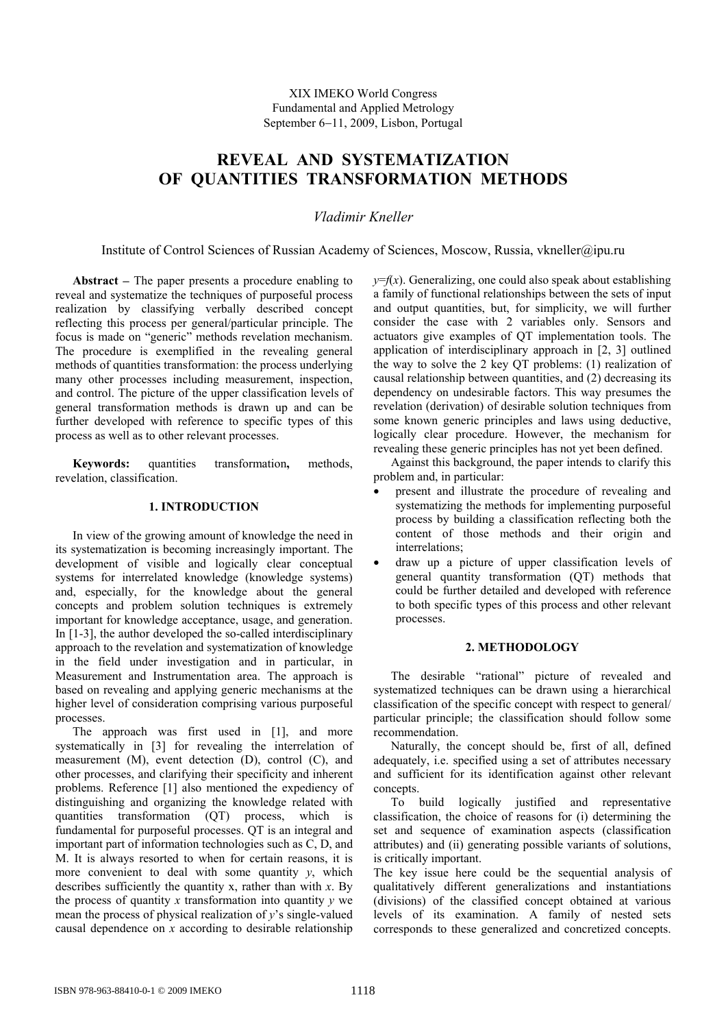XIX IMEKO World Congress
Fundamental and Applied Metrology
September 6−11, 2009, Lisbon, Portugal

# REVEAL AND SYSTEMATIZATION OF QUANTITIES TRANSFORMATION METHODS

*Vladimir Kneller*

Institute of Control Sciences of Russian Academy of Sciences, Moscow, Russia, vkneller@ipu.ru

**Abstract** – The paper presents a procedure enabling to reveal and systematize the techniques of purposeful process realization by classifying verbally described concept reflecting this process per general/particular principle. The focus is made on "generic" methods revelation mechanism. The procedure is exemplified in the revealing general methods of quantities transformation: the process underlying many other processes including measurement, inspection, and control. The picture of the upper classification levels of general transformation methods is drawn up and can be further developed with reference to specific types of this process as well as to other relevant processes.

**Keywords:** quantities transformation**,** methods, revelation, classification.

## 1. INTRODUCTION

In view of the growing amount of knowledge the need in its systematization is becoming increasingly important. The development of visible and logically clear conceptual systems for interrelated knowledge (knowledge systems) and, especially, for the knowledge about the general concepts and problem solution techniques is extremely important for knowledge acceptance, usage, and generation. In [1-3], the author developed the so-called interdisciplinary approach to the revelation and systematization of knowledge in the field under investigation and in particular, in Measurement and Instrumentation area. The approach is based on revealing and applying generic mechanisms at the higher level of consideration comprising various purposeful processes.

The approach was first used in [1], and more systematically in [3] for revealing the interrelation of measurement (M), event detection (D), control (C), and other processes, and clarifying their specificity and inherent problems. Reference [1] also mentioned the expediency of distinguishing and organizing the knowledge related with quantities transformation (QT) process, which is fundamental for purposeful processes. QT is an integral and important part of information technologies such as C, D, and M. It is always resorted to when for certain reasons, it is more convenient to deal with some quantity $y$, which describes sufficiently the quantity x, rather than with $x$. By the process of quantity $x$ transformation into quantity $y$ we mean the process of physical realization of $y$'s single-valued causal dependence on $x$ according to desirable relationship $y=f(x)$. Generalizing, one could also speak about establishing a family of functional relationships between the sets of input and output quantities, but, for simplicity, we will further consider the case with 2 variables only. Sensors and actuators give examples of QT implementation tools. The application of interdisciplinary approach in [2, 3] outlined the way to solve the 2 key QT problems: (1) realization of causal relationship between quantities, and (2) decreasing its dependency on undesirable factors. This way presumes the revelation (derivation) of desirable solution techniques from some known generic principles and laws using deductive, logically clear procedure. However, the mechanism for revealing these generic principles has not yet been defined.

Against this background, the paper intends to clarify this problem and, in particular:

- present and illustrate the procedure of revealing and systematizing the methods for implementing purposeful process by building a classification reflecting both the content of those methods and their origin and interrelations;
- draw up a picture of upper classification levels of general quantity transformation (QT) methods that could be further detailed and developed with reference to both specific types of this process and other relevant processes.

## 2. METHODOLOGY

The desirable "rational" picture of revealed and systematized techniques can be drawn using a hierarchical classification of the specific concept with respect to general/ particular principle; the classification should follow some recommendation.

Naturally, the concept should be, first of all, defined adequately, i.e. specified using a set of attributes necessary and sufficient for its identification against other relevant concepts.

To build logically justified and representative classification, the choice of reasons for (i) determining the set and sequence of examination aspects (classification attributes) and (ii) generating possible variants of solutions, is critically important.

The key issue here could be the sequential analysis of qualitatively different generalizations and instantiations (divisions) of the classified concept obtained at various levels of its examination. A family of nested sets corresponds to these generalized and concretized concepts.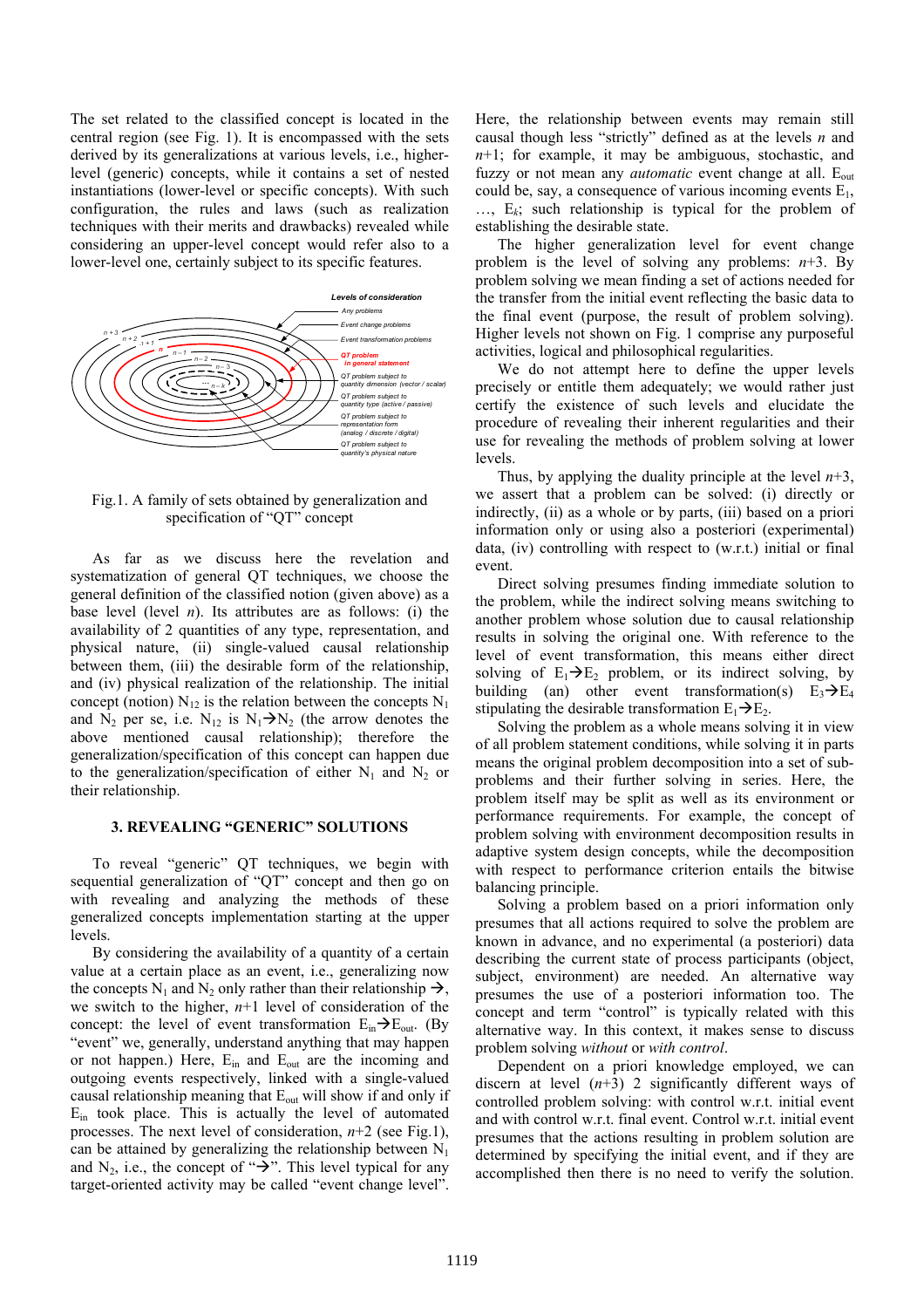The set related to the classified concept is located in the central region (see Fig. 1). It is encompassed with the sets derived by its generalizations at various levels, i.e., higher-level (generic) concepts, while it contains a set of nested instantiations (lower-level or specific concepts). With such configuration, the rules and laws (such as realization techniques with their merits and drawbacks) revealed while considering an upper-level concept would refer also to a lower-level one, certainly subject to its specific features.

Fig.1. A family of sets obtained by generalization and specification of "QT" concept

As far as we discuss here the revelation and systematization of general QT techniques, we choose the general definition of the classified notion (given above) as a base level (level $n$). Its attributes are as follows: (i) the availability of 2 quantities of any type, representation, and physical nature, (ii) single-valued causal relationship between them, (iii) the desirable form of the relationship, and (iv) physical realization of the relationship. The initial concept (notion) $N_{12}$ is the relation between the concepts $N_1$ and $N_2$ per se, i.e. $N_{12}$ is $N_1 \rightarrow N_2$ (the arrow denotes the above mentioned causal relationship); therefore the generalization/specification of this concept can happen due to the generalization/specification of either $N_1$ and $N_2$ or their relationship.

## 3. REVEALING "GENERIC" SOLUTIONS

To reveal "generic" QT techniques, we begin with sequential generalization of "QT" concept and then go on with revealing and analyzing the methods of these generalized concepts implementation starting at the upper levels.

By considering the availability of a quantity of a certain value at a certain place as an event, i.e., generalizing now the concepts $N_1$ and $N_2$ only rather than their relationship $\rightarrow$, we switch to the higher, $n$+1 level of consideration of the concept: the level of event transformation $E_{in} \rightarrow E_{out}$. (By "event" we, generally, understand anything that may happen or not happen.) Here, $E_{in}$ and $E_{out}$ are the incoming and outgoing events respectively, linked with a single-valued causal relationship meaning that $E_{out}$ will show if and only if $E_{in}$ took place. This is actually the level of automated processes. The next level of consideration, $n$+2 (see Fig.1), can be attained by generalizing the relationship between $N_1$ and $N_2$, i.e., the concept of "$\rightarrow$". This level typical for any target-oriented activity may be called "event change level".

Here, the relationship between events may remain still causal though less "strictly" defined as at the levels $n$ and $n$+1; for example, it may be ambiguous, stochastic, and fuzzy or not mean any *automatic* event change at all. $E_{out}$ could be, say, a consequence of various incoming events $E_1$, …, $E_k$; such relationship is typical for the problem of establishing the desirable state.

The higher generalization level for event change problem is the level of solving any problems: $n$+3. By problem solving we mean finding a set of actions needed for the transfer from the initial event reflecting the basic data to the final event (purpose, the result of problem solving). Higher levels not shown on Fig. 1 comprise any purposeful activities, logical and philosophical regularities.

We do not attempt here to define the upper levels precisely or entitle them adequately; we would rather just certify the existence of such levels and elucidate the procedure of revealing their inherent regularities and their use for revealing the methods of problem solving at lower levels.

Thus, by applying the duality principle at the level $n$+3, we assert that a problem can be solved: (i) directly or indirectly, (ii) as a whole or by parts, (iii) based on a priori information only or using also a posteriori (experimental) data, (iv) controlling with respect to (w.r.t.) initial or final event.

Direct solving presumes finding immediate solution to the problem, while the indirect solving means switching to another problem whose solution due to causal relationship results in solving the original one. With reference to the level of event transformation, this means either direct solving of $E_1 \rightarrow E_2$ problem, or its indirect solving, by building (an) other event transformation(s) $E_3 \rightarrow E_4$ stipulating the desirable transformation $E_1 \rightarrow E_2$.

Solving the problem as a whole means solving it in view of all problem statement conditions, while solving it in parts means the original problem decomposition into a set of sub-problems and their further solving in series. Here, the problem itself may be split as well as its environment or performance requirements. For example, the concept of problem solving with environment decomposition results in adaptive system design concepts, while the decomposition with respect to performance criterion entails the bitwise balancing principle.

Solving a problem based on a priori information only presumes that all actions required to solve the problem are known in advance, and no experimental (a posteriori) data describing the current state of process participants (object, subject, environment) are needed. An alternative way presumes the use of a posteriori information too. The concept and term "control" is typically related with this alternative way. In this context, it makes sense to discuss problem solving *without* or *with control*.

Dependent on a priori knowledge employed, we can discern at level ($n$+3) 2 significantly different ways of controlled problem solving: with control w.r.t. initial event and with control w.r.t. final event. Control w.r.t. initial event presumes that the actions resulting in problem solution are determined by specifying the initial event, and if they are accomplished then there is no need to verify the solution.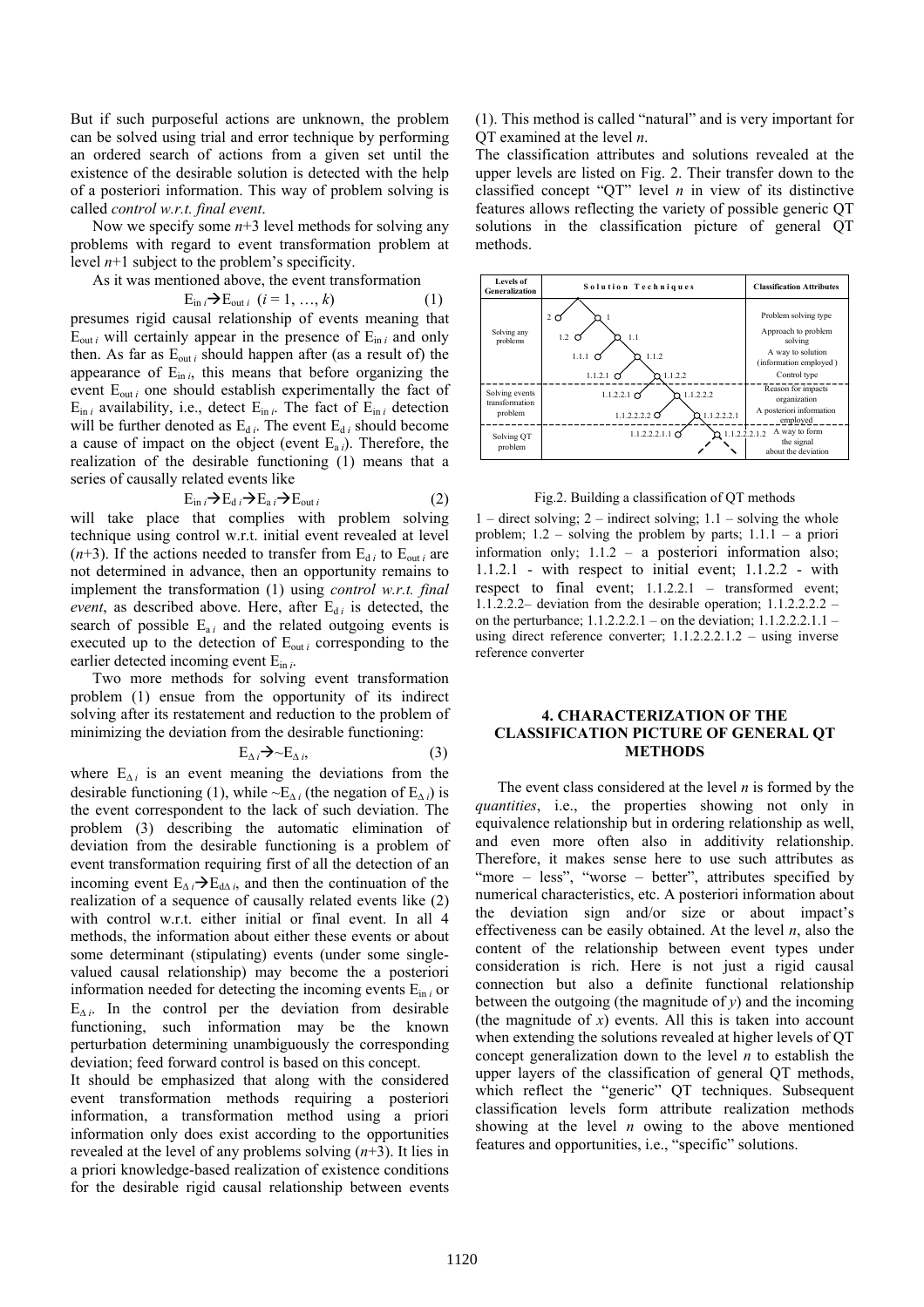But if such purposeful actions are unknown, the problem can be solved using trial and error technique by performing an ordered search of actions from a given set until the existence of the desirable solution is detected with the help of a posteriori information. This way of problem solving is called *control w.r.t. final event*.

Now we specify some $n$+3 level methods for solving any problems with regard to event transformation problem at level $n$+1 subject to the problem's specificity.

As it was mentioned above, the event transformation

$$E_{in\,i} \rightarrow E_{out\,i} \quad (i = 1, \ldots, k) \qquad (1)$$

presumes rigid causal relationship of events meaning that $E_{out\,i}$ will certainly appear in the presence of $E_{in\,i}$ and only then. As far as $E_{out\,i}$ should happen after (as a result of) the appearance of $E_{in\,i}$, this means that before organizing the event $E_{out\,i}$ one should establish experimentally the fact of $E_{in\,i}$ availability, i.e., detect $E_{in\,i}$. The fact of $E_{in\,i}$ detection will be further denoted as $E_{d\,i}$. The event $E_{d\,i}$ should become a cause of impact on the object (event $E_{a\,i}$). Therefore, the realization of the desirable functioning (1) means that a series of causally related events like

$$E_{in\,i} \rightarrow E_{d\,i} \rightarrow E_{a\,i} \rightarrow E_{out\,i} \qquad (2)$$

will take place that complies with problem solving technique using control w.r.t. initial event revealed at level ($n$+3). If the actions needed to transfer from $E_{d\,i}$ to $E_{out\,i}$ are not determined in advance, then an opportunity remains to implement the transformation (1) using *control w.r.t. final event*, as described above. Here, after $E_{d\,i}$ is detected, the search of possible $E_{a\,i}$ and the related outgoing events is executed up to the detection of $E_{out\,i}$ corresponding to the earlier detected incoming event $E_{in\,i}$.

Two more methods for solving event transformation problem (1) ensue from the opportunity of its indirect solving after its restatement and reduction to the problem of minimizing the deviation from the desirable functioning:

$$E_{\Delta\,i} \rightarrow \sim E_{\Delta\,i}, \qquad (3)$$

where $E_{\Delta\,i}$ is an event meaning the deviations from the desirable functioning (1), while $\sim E_{\Delta\,i}$ (the negation of $E_{\Delta\,i}$) is the event correspondent to the lack of such deviation. The problem (3) describing the automatic elimination of deviation from the desirable functioning is a problem of event transformation requiring first of all the detection of an incoming event $E_{\Delta\,i} \rightarrow E_{d\Delta\,i}$, and then the continuation of the realization of a sequence of causally related events like (2) with control w.r.t. either initial or final event. In all 4 methods, the information about either these events or about some determinant (stipulating) events (under some single-valued causal relationship) may become the a posteriori information needed for detecting the incoming events $E_{in\,i}$ or $E_{\Delta\,i}$. In the control per the deviation from desirable functioning, such information may be the known perturbation determining unambiguously the corresponding deviation; feed forward control is based on this concept.

It should be emphasized that along with the considered event transformation methods requiring a posteriori information, a transformation method using a priori information only does exist according to the opportunities revealed at the level of any problems solving ($n$+3). It lies in a priori knowledge-based realization of existence conditions for the desirable rigid causal relationship between events (1). This method is called "natural" and is very important for QT examined at the level $n$.

The classification attributes and solutions revealed at the upper levels are listed on Fig. 2. Their transfer down to the classified concept "QT" level $n$ in view of its distinctive features allows reflecting the variety of possible generic QT solutions in the classification picture of general QT methods.

| Levels of Generalization | Solution Techniques | Classification Attributes |
|---|---|---|
| Solving any problems | 2, 1; 1.2, 1.1; 1.1.1, 1.1.2; 1.1.2.1, 1.1.2.2 | Problem solving type; Approach to problem solving; A way to solution (information employed); Control type |
| Solving events transformation problem | 1.1.2.2.1, 1.1.2.2.2; 1.1.2.2.2.2, 1.1.2.2.2.1 | Reason for impacts organization; A posteriori information employed |
| Solving QT problem | 1.1.2.2.2.1.1, 1.1.2.2.2.1.2 | A way to form the signal about the deviation |

Fig.2. Building a classification of QT methods

1 – direct solving; 2 – indirect solving; 1.1 – solving the whole problem; 1.2 – solving the problem by parts; 1.1.1 – a priori information only; 1.1.2 – a posteriori information also; 1.1.2.1 - with respect to initial event; 1.1.2.2 - with respect to final event; 1.1.2.2.1 – transformed event; 1.1.2.2.2– deviation from the desirable operation; 1.1.2.2.2.2 – on the perturbance; 1.1.2.2.2.1 – on the deviation; 1.1.2.2.2.1.1 – using direct reference converter; 1.1.2.2.2.1.2 – using inverse reference converter

## 4. CHARACTERIZATION OF THE CLASSIFICATION PICTURE OF GENERAL QT METHODS

The event class considered at the level $n$ is formed by the *quantities*, i.e., the properties showing not only in equivalence relationship but in ordering relationship as well, and even more often also in additivity relationship. Therefore, it makes sense here to use such attributes as "more – less", "worse – better", attributes specified by numerical characteristics, etc. A posteriori information about the deviation sign and/or size or about impact's effectiveness can be easily obtained. At the level $n$, also the content of the relationship between event types under consideration is rich. Here is not just a rigid causal connection but also a definite functional relationship between the outgoing (the magnitude of $y$) and the incoming (the magnitude of $x$) events. All this is taken into account when extending the solutions revealed at higher levels of QT concept generalization down to the level $n$ to establish the upper layers of the classification of general QT methods, which reflect the "generic" QT techniques. Subsequent classification levels form attribute realization methods showing at the level $n$ owing to the above mentioned features and opportunities, i.e., "specific" solutions.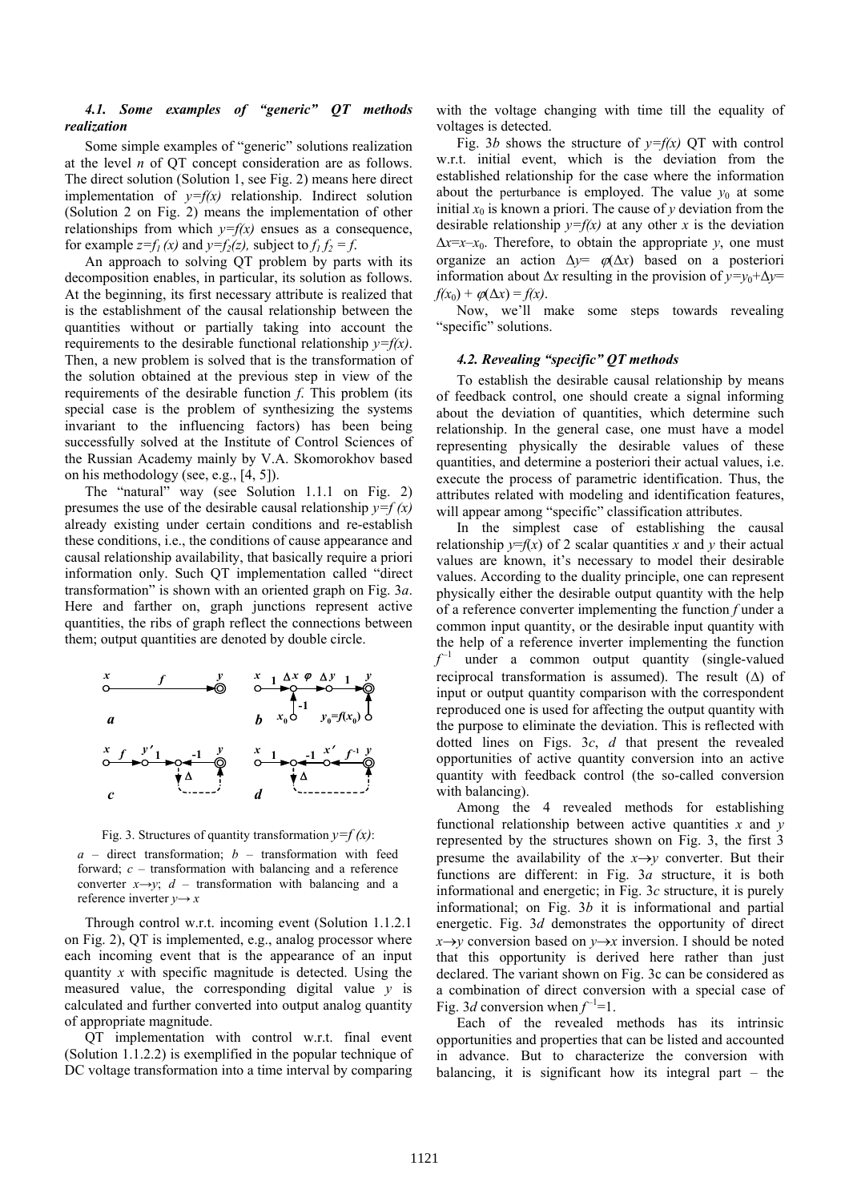### 4.1. Some examples of "generic" QT methods realization

Some simple examples of "generic" solutions realization at the level $n$ of QT concept consideration are as follows. The direct solution (Solution 1, see Fig. 2) means here direct implementation of $y=f(x)$ relationship. Indirect solution (Solution 2 on Fig. 2) means the implementation of other relationships from which $y=f(x)$ ensues as a consequence, for example $z=f_1(x)$ and $y=f_2(z)$, subject to $f_1 f_2 = f$.

An approach to solving QT problem by parts with its decomposition enables, in particular, its solution as follows. At the beginning, its first necessary attribute is realized that is the establishment of the causal relationship between the quantities without or partially taking into account the requirements to the desirable functional relationship $y=f(x)$. Then, a new problem is solved that is the transformation of the solution obtained at the previous step in view of the requirements of the desirable function $f$. This problem (its special case is the problem of synthesizing the systems invariant to the influencing factors) has been being successfully solved at the Institute of Control Sciences of the Russian Academy mainly by V.A. Skomorokhov based on his methodology (see, e.g., [4, 5]).

The "natural" way (see Solution 1.1.1 on Fig. 2) presumes the use of the desirable causal relationship $y=f(x)$ already existing under certain conditions and re-establish these conditions, i.e., the conditions of cause appearance and causal relationship availability, that basically require a priori information only. Such QT implementation called "direct transformation" is shown with an oriented graph on Fig. 3*a*. Here and farther on, graph junctions represent active quantities, the ribs of graph reflect the connections between them; output quantities are denoted by double circle.

Fig. 3. Structures of quantity transformation $y=f(x)$:

*a* – direct transformation; *b* – transformation with feed forward; *c* – transformation with balancing and a reference converter $x\rightarrow y$; *d* – transformation with balancing and a reference inverter $y\rightarrow x$

Through control w.r.t. incoming event (Solution 1.1.2.1 on Fig. 2), QT is implemented, e.g., analog processor where each incoming event that is the appearance of an input quantity $x$ with specific magnitude is detected. Using the measured value, the corresponding digital value $y$ is calculated and further converted into output analog quantity of appropriate magnitude.

QT implementation with control w.r.t. final event (Solution 1.1.2.2) is exemplified in the popular technique of DC voltage transformation into a time interval by comparing with the voltage changing with time till the equality of voltages is detected.

Fig. 3*b* shows the structure of $y=f(x)$ QT with control w.r.t. initial event, which is the deviation from the established relationship for the case where the information about the perturbance is employed. The value $y_0$ at some initial $x_0$ is known a priori. The cause of $y$ deviation from the desirable relationship $y=f(x)$ at any other $x$ is the deviation $\Delta x=x-x_0$. Therefore, to obtain the appropriate $y$, one must organize an action $\Delta y=\varphi(\Delta x)$ based on a posteriori information about $\Delta x$ resulting in the provision of $y=y_0+\Delta y=f(x_0)+\varphi(\Delta x)=f(x)$.

Now, we'll make some steps towards revealing "specific" solutions.

### 4.2. Revealing "specific" QT methods

To establish the desirable causal relationship by means of feedback control, one should create a signal informing about the deviation of quantities, which determine such relationship. In the general case, one must have a model representing physically the desirable values of these quantities, and determine a posteriori their actual values, i.e. execute the process of parametric identification. Thus, the attributes related with modeling and identification features, will appear among "specific" classification attributes.

In the simplest case of establishing the causal relationship $y=f(x)$ of 2 scalar quantities $x$ and $y$ their actual values are known, it's necessary to model their desirable values. According to the duality principle, one can represent physically either the desirable output quantity with the help of a reference converter implementing the function $f$ under a common input quantity, or the desirable input quantity with the help of a reference inverter implementing the function $f^{-1}$ under a common output quantity (single-valued reciprocal transformation is assumed). The result ($\Delta$) of input or output quantity comparison with the correspondent reproduced one is used for affecting the output quantity with the purpose to eliminate the deviation. This is reflected with dotted lines on Figs. 3*c*, *d* that present the revealed opportunities of active quantity conversion into an active quantity with feedback control (the so-called conversion with balancing).

Among the 4 revealed methods for establishing functional relationship between active quantities $x$ and $y$ represented by the structures shown on Fig. 3, the first 3 presume the availability of the $x\rightarrow y$ converter. But their functions are different: in Fig. 3*a* structure, it is both informational and energetic; in Fig. 3*c* structure, it is purely informational; on Fig. 3*b* it is informational and partial energetic. Fig. 3*d* demonstrates the opportunity of direct $x\rightarrow y$ conversion based on $y\rightarrow x$ inversion. I should be noted that this opportunity is derived here rather than just declared. The variant shown on Fig. 3c can be considered as a combination of direct conversion with a special case of Fig. 3*d* conversion when $f^{-1}=1$.

Each of the revealed methods has its intrinsic opportunities and properties that can be listed and accounted in advance. But to characterize the conversion with balancing, it is significant how its integral part – the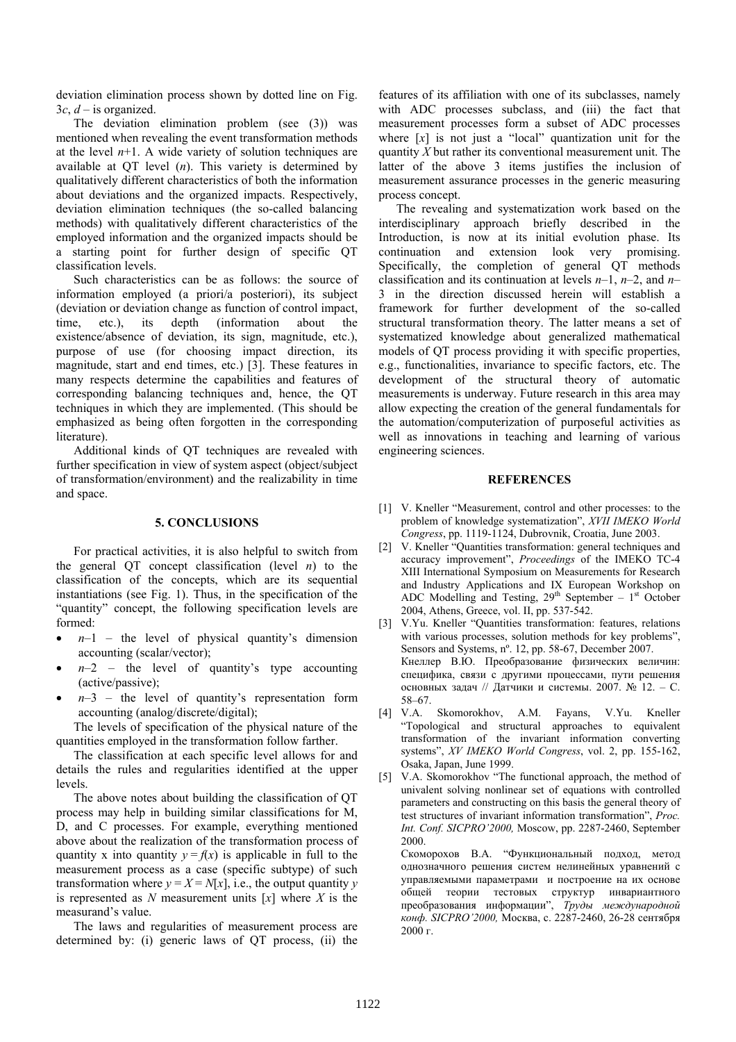deviation elimination process shown by dotted line on Fig. 3*c*, *d* – is organized.

The deviation elimination problem (see (3)) was mentioned when revealing the event transformation methods at the level $n$+1. A wide variety of solution techniques are available at QT level ($n$). This variety is determined by qualitatively different characteristics of both the information about deviations and the organized impacts. Respectively, deviation elimination techniques (the so-called balancing methods) with qualitatively different characteristics of the employed information and the organized impacts should be a starting point for further design of specific QT classification levels.

Such characteristics can be as follows: the source of information employed (a priori/a posteriori), its subject (deviation or deviation change as function of control impact, time, etc.), its depth (information about the existence/absence of deviation, its sign, magnitude, etc.), purpose of use (for choosing impact direction, its magnitude, start and end times, etc.) [3]. These features in many respects determine the capabilities and features of corresponding balancing techniques and, hence, the QT techniques in which they are implemented. (This should be emphasized as being often forgotten in the corresponding literature).

Additional kinds of QT techniques are revealed with further specification in view of system aspect (object/subject of transformation/environment) and the realizability in time and space.

## 5. CONCLUSIONS

For practical activities, it is also helpful to switch from the general QT concept classification (level $n$) to the classification of the concepts, which are its sequential instantiations (see Fig. 1). Thus, in the specification of the "quantity" concept, the following specification levels are formed:

- $n$–1 – the level of physical quantity's dimension accounting (scalar/vector);
- $n$–2 – the level of quantity's type accounting (active/passive);
- $n$–3 – the level of quantity's representation form accounting (analog/discrete/digital);

The levels of specification of the physical nature of the quantities employed in the transformation follow farther.

The classification at each specific level allows for and details the rules and regularities identified at the upper levels.

The above notes about building the classification of QT process may help in building similar classifications for M, D, and C processes. For example, everything mentioned above about the realization of the transformation process of quantity x into quantity $y = f(x)$ is applicable in full to the measurement process as a case (specific subtype) of such transformation where $y = X = N[x]$, i.e., the output quantity $y$ is represented as $N$ measurement units $[x]$ where $X$ is the measurand's value.

The laws and regularities of measurement process are determined by: (i) generic laws of QT process, (ii) the features of its affiliation with one of its subclasses, namely with ADC processes subclass, and (iii) the fact that measurement processes form a subset of ADC processes where $[x]$ is not just a "local" quantization unit for the quantity $X$ but rather its conventional measurement unit. The latter of the above 3 items justifies the inclusion of measurement assurance processes in the generic measuring process concept.

The revealing and systematization work based on the interdisciplinary approach briefly described in the Introduction, is now at its initial evolution phase. Its continuation and extension look very promising. Specifically, the completion of general QT methods classification and its continuation at levels $n$–1, $n$–2, and $n$–3 in the direction discussed herein will establish a framework for further development of the so-called structural transformation theory. The latter means a set of systematized knowledge about generalized mathematical models of QT process providing it with specific properties, e.g., functionalities, invariance to specific factors, etc. The development of the structural theory of automatic measurements is underway. Future research in this area may allow expecting the creation of the general fundamentals for the automation/computerization of purposeful activities as well as innovations in teaching and learning of various engineering sciences.

## REFERENCES

[1] V. Kneller "Measurement, control and other processes: to the problem of knowledge systematization", *XVII IMEKO World Congress*, pp. 1119-1124, Dubrovnik, Croatia, June 2003.

[2] V. Kneller "Quantities transformation: general techniques and accuracy improvement", *Proceedings* of the IMEKO TC-4 XIII International Symposium on Measurements for Research and Industry Applications and IX European Workshop on ADC Modelling and Testing, 29th September – 1st October 2004, Athens, Greece, vol. II, pp. 537-542.

[3] V.Yu. Kneller "Quantities transformation: features, relations with various processes, solution methods for key problems", Sensors and Systems, nº. 12, pp. 58-67, December 2007.
Кнеллер В.Ю. Преобразование физических величин: специфика, связи с другими процессами, пути решения основных задач // Датчики и системы. 2007. № 12. – С. 58–67.

[4] V.A. Skomorokhov, A.M. Fayans, V.Yu. Kneller "Topological and structural approaches to equivalent transformation of the invariant information converting systems", *XV IMEKO World Congress*, vol. 2, pp. 155-162, Osaka, Japan, June 1999.

[5] V.A. Skomorokhov "The functional approach, the method of univalent solving nonlinear set of equations with controlled parameters and constructing on this basis the general theory of test structures of invariant information transformation", *Proc. Int. Conf. SICPRO'2000,* Moscow, pp. 2287-2460, September 2000.
Скоморохов В.А. "Функциональный подход, метод однозначного решения систем нелинейных уравнений с управляемыми параметрами и построение на их основе общей теории тестовых структур инвариантного преобразования информации", *Труды международной конф. SICPRO'2000,* Москва, с. 2287-2460, 26-28 сентября 2000 г.